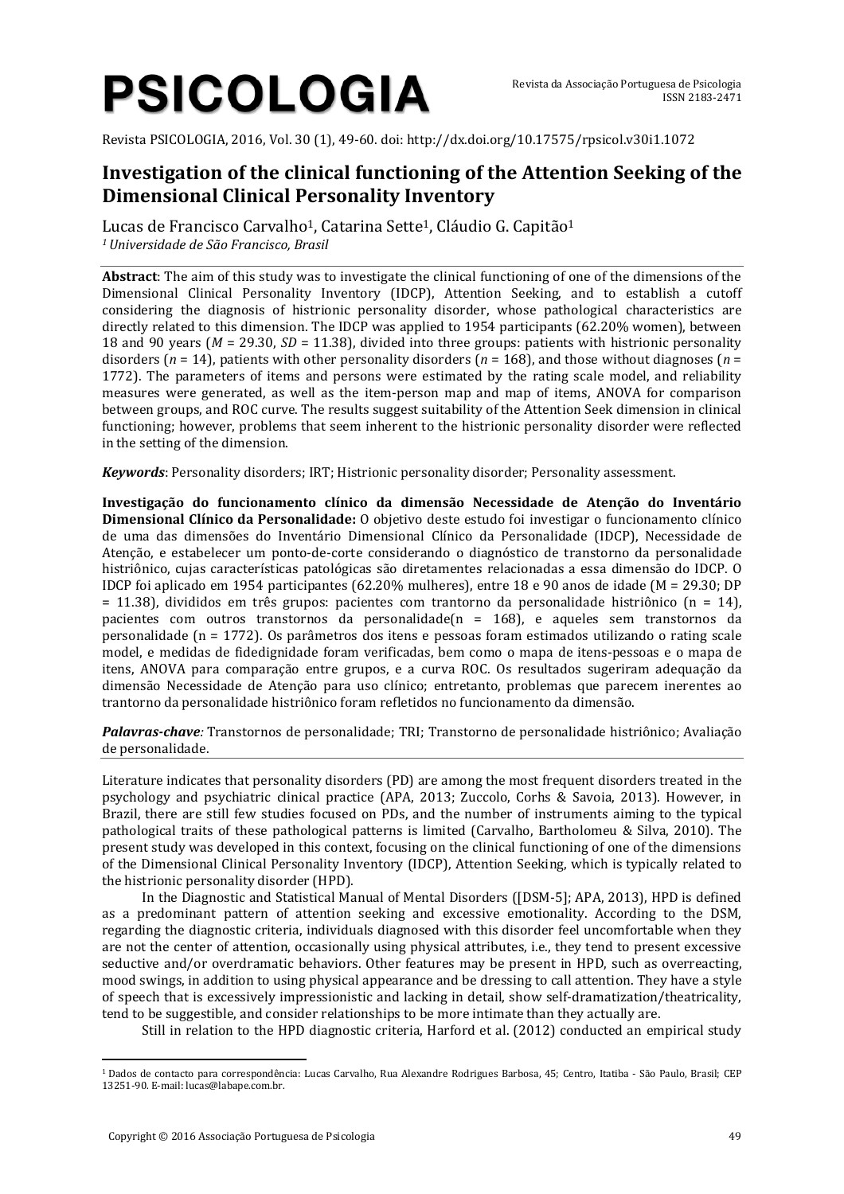# Investigation of the clinical functioning of the Attention Seeking of the Dimensional Clinical Personality Inventory

Lucas de Francisco Carvalho[1], Catarina Sette[1], Cláudio G. Capitão[1]

*[1] Universidade de São Francisco, Brasil*

**Abstract**: The aim of this study was to investigate the clinical functioning of one of the dimensions of the Dimensional Clinical Personality Inventory (IDCP), Attention Seeking, and to establish a cutoff considering the diagnosis of histrionic personality disorder, whose pathological characteristics are directly related to this dimension. The IDCP was applied to 1954 participants (62.20% women), between 18 and 90 years (*M* = 29.30, *SD* = 11.38), divided into three groups: patients with histrionic personality disorders (*n* = 14), patients with other personality disorders (*n* = 168), and those without diagnoses (*n* = 1772). The parameters of items and persons were estimated by the rating scale model, and reliability measures were generated, as well as the item-person map and map of items, ANOVA for comparison between groups, and ROC curve. The results suggest suitability of the Attention Seek dimension in clinical functioning; however, problems that seem inherent to the histrionic personality disorder were reflected in the setting of the dimension.

***Keywords***: Personality disorders; IRT; Histrionic personality disorder; Personality assessment.

**Investigação do funcionamento clínico da dimensão Necessidade de Atenção do Inventário Dimensional Clínico da Personalidade:** O objetivo deste estudo foi investigar o funcionamento clínico de uma das dimensões do Inventário Dimensional Clínico da Personalidade (IDCP), Necessidade de Atenção, e estabelecer um ponto-de-corte considerando o diagnóstico de transtorno da personalidade histriônico, cujas características patológicas são diretamentes relacionadas a essa dimensão do IDCP. O IDCP foi aplicado em 1954 participantes (62.20% mulheres), entre 18 e 90 anos de idade (M = 29.30; DP = 11.38), divididos em três grupos: pacientes com trantorno da personalidade histriônico (n = 14), pacientes com outros transtornos da personalidade(n = 168), e aqueles sem transtornos da personalidade (n = 1772). Os parâmetros dos itens e pessoas foram estimados utilizando o rating scale model, e medidas de fidedignidade foram verificadas, bem como o mapa de itens-pessoas e o mapa de itens, ANOVA para comparação entre grupos, e a curva ROC. Os resultados sugeriram adequação da dimensão Necessidade de Atenção para uso clínico; entretanto, problemas que parecem inerentes ao trantorno da personalidade histriônico foram refletidos no funcionamento da dimensão.

***Palavras-chave:*** Transtornos de personalidade; TRI; Transtorno de personalidade histriônico; Avaliação de personalidade.

Literature indicates that personality disorders (PD) are among the most frequent disorders treated in the psychology and psychiatric clinical practice (APA, 2013; Zuccolo, Corhs & Savoia, 2013). However, in Brazil, there are still few studies focused on PDs, and the number of instruments aiming to the typical pathological traits of these pathological patterns is limited (Carvalho, Bartholomeu & Silva, 2010). The present study was developed in this context, focusing on the clinical functioning of one of the dimensions of the Dimensional Clinical Personality Inventory (IDCP), Attention Seeking, which is typically related to the histrionic personality disorder (HPD).

In the Diagnostic and Statistical Manual of Mental Disorders ([DSM-5]; APA, 2013), HPD is defined as a predominant pattern of attention seeking and excessive emotionality. According to the DSM, regarding the diagnostic criteria, individuals diagnosed with this disorder feel uncomfortable when they are not the center of attention, occasionally using physical attributes, i.e., they tend to present excessive seductive and/or overdramatic behaviors. Other features may be present in HPD, such as overreacting, mood swings, in addition to using physical appearance and be dressing to call attention. They have a style of speech that is excessively impressionistic and lacking in detail, show self-dramatization/theatricality, tend to be suggestible, and consider relationships to be more intimate than they actually are.

Still in relation to the HPD diagnostic criteria, Harford et al. (2012) conducted an empirical study

[1] Dados de contacto para correspondência: Lucas Carvalho, Rua Alexandre Rodrigues Barbosa, 45; Centro, Itatiba - São Paulo, Brasil; CEP 13251-90. E-mail: lucas@labape.com.br.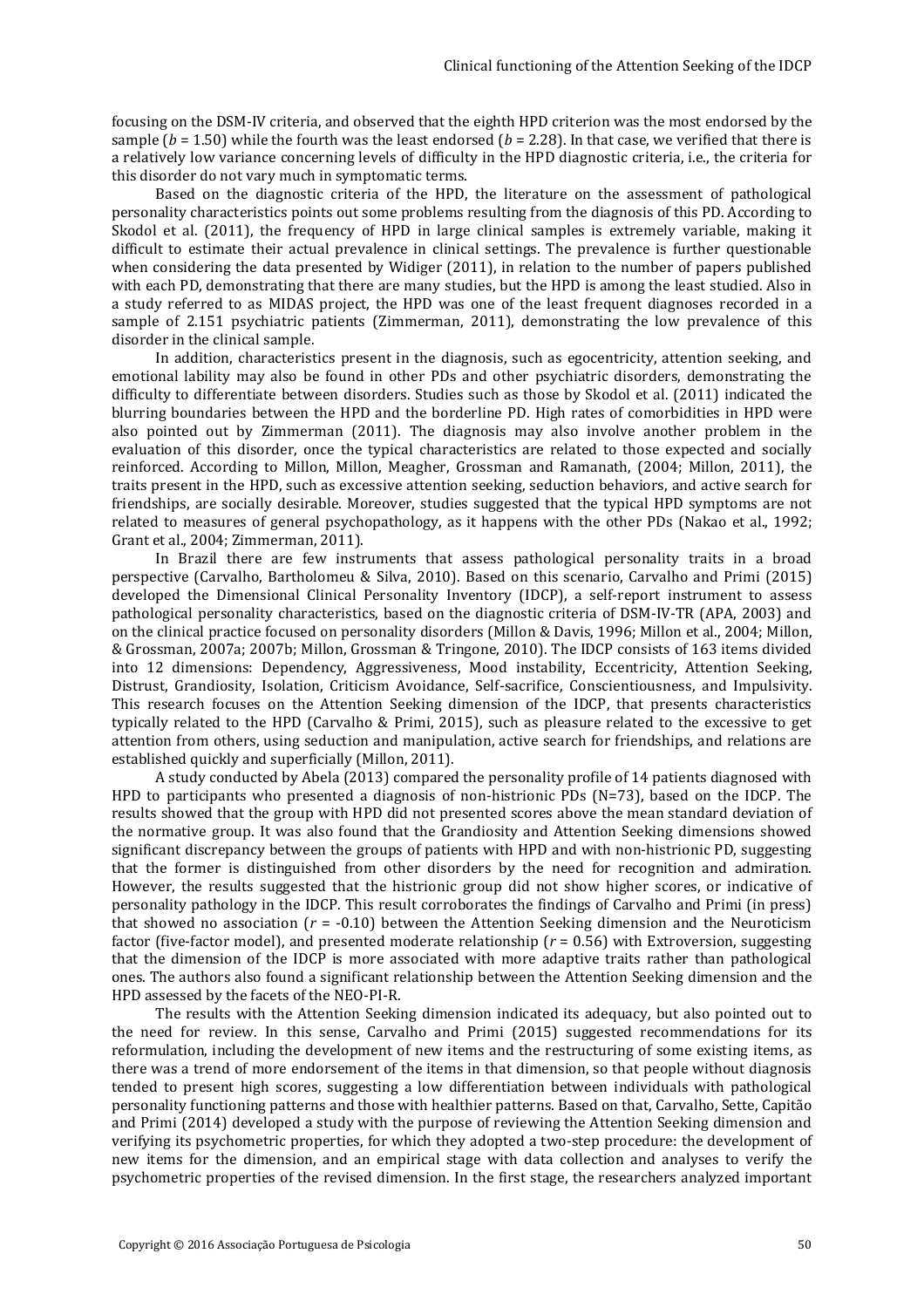focusing on the DSM-IV criteria, and observed that the eighth HPD criterion was the most endorsed by the sample ($b$ = 1.50) while the fourth was the least endorsed ($b$ = 2.28). In that case, we verified that there is a relatively low variance concerning levels of difficulty in the HPD diagnostic criteria, i.e., the criteria for this disorder do not vary much in symptomatic terms.

Based on the diagnostic criteria of the HPD, the literature on the assessment of pathological personality characteristics points out some problems resulting from the diagnosis of this PD. According to Skodol et al. (2011), the frequency of HPD in large clinical samples is extremely variable, making it difficult to estimate their actual prevalence in clinical settings. The prevalence is further questionable when considering the data presented by Widiger (2011), in relation to the number of papers published with each PD, demonstrating that there are many studies, but the HPD is among the least studied. Also in a study referred to as MIDAS project, the HPD was one of the least frequent diagnoses recorded in a sample of 2.151 psychiatric patients (Zimmerman, 2011), demonstrating the low prevalence of this disorder in the clinical sample.

In addition, characteristics present in the diagnosis, such as egocentricity, attention seeking, and emotional lability may also be found in other PDs and other psychiatric disorders, demonstrating the difficulty to differentiate between disorders. Studies such as those by Skodol et al. (2011) indicated the blurring boundaries between the HPD and the borderline PD. High rates of comorbidities in HPD were also pointed out by Zimmerman (2011). The diagnosis may also involve another problem in the evaluation of this disorder, once the typical characteristics are related to those expected and socially reinforced. According to Millon, Millon, Meagher, Grossman and Ramanath, (2004; Millon, 2011), the traits present in the HPD, such as excessive attention seeking, seduction behaviors, and active search for friendships, are socially desirable. Moreover, studies suggested that the typical HPD symptoms are not related to measures of general psychopathology, as it happens with the other PDs (Nakao et al., 1992; Grant et al., 2004; Zimmerman, 2011).

In Brazil there are few instruments that assess pathological personality traits in a broad perspective (Carvalho, Bartholomeu & Silva, 2010). Based on this scenario, Carvalho and Primi (2015) developed the Dimensional Clinical Personality Inventory (IDCP), a self-report instrument to assess pathological personality characteristics, based on the diagnostic criteria of DSM-IV-TR (APA, 2003) and on the clinical practice focused on personality disorders (Millon & Davis, 1996; Millon et al., 2004; Millon, & Grossman, 2007a; 2007b; Millon, Grossman & Tringone, 2010). The IDCP consists of 163 items divided into 12 dimensions: Dependency, Aggressiveness, Mood instability, Eccentricity, Attention Seeking, Distrust, Grandiosity, Isolation, Criticism Avoidance, Self-sacrifice, Conscientiousness, and Impulsivity. This research focuses on the Attention Seeking dimension of the IDCP, that presents characteristics typically related to the HPD (Carvalho & Primi, 2015), such as pleasure related to the excessive to get attention from others, using seduction and manipulation, active search for friendships, and relations are established quickly and superficially (Millon, 2011).

A study conducted by Abela (2013) compared the personality profile of 14 patients diagnosed with HPD to participants who presented a diagnosis of non-histrionic PDs (N=73), based on the IDCP. The results showed that the group with HPD did not presented scores above the mean standard deviation of the normative group. It was also found that the Grandiosity and Attention Seeking dimensions showed significant discrepancy between the groups of patients with HPD and with non-histrionic PD, suggesting that the former is distinguished from other disorders by the need for recognition and admiration. However, the results suggested that the histrionic group did not show higher scores, or indicative of personality pathology in the IDCP. This result corroborates the findings of Carvalho and Primi (in press) that showed no association ($r$ = -0.10) between the Attention Seeking dimension and the Neuroticism factor (five-factor model), and presented moderate relationship ($r$ = 0.56) with Extroversion, suggesting that the dimension of the IDCP is more associated with more adaptive traits rather than pathological ones. The authors also found a significant relationship between the Attention Seeking dimension and the HPD assessed by the facets of the NEO-PI-R.

The results with the Attention Seeking dimension indicated its adequacy, but also pointed out to the need for review. In this sense, Carvalho and Primi (2015) suggested recommendations for its reformulation, including the development of new items and the restructuring of some existing items, as there was a trend of more endorsement of the items in that dimension, so that people without diagnosis tended to present high scores, suggesting a low differentiation between individuals with pathological personality functioning patterns and those with healthier patterns. Based on that, Carvalho, Sette, Capitão and Primi (2014) developed a study with the purpose of reviewing the Attention Seeking dimension and verifying its psychometric properties, for which they adopted a two-step procedure: the development of new items for the dimension, and an empirical stage with data collection and analyses to verify the psychometric properties of the revised dimension. In the first stage, the researchers analyzed important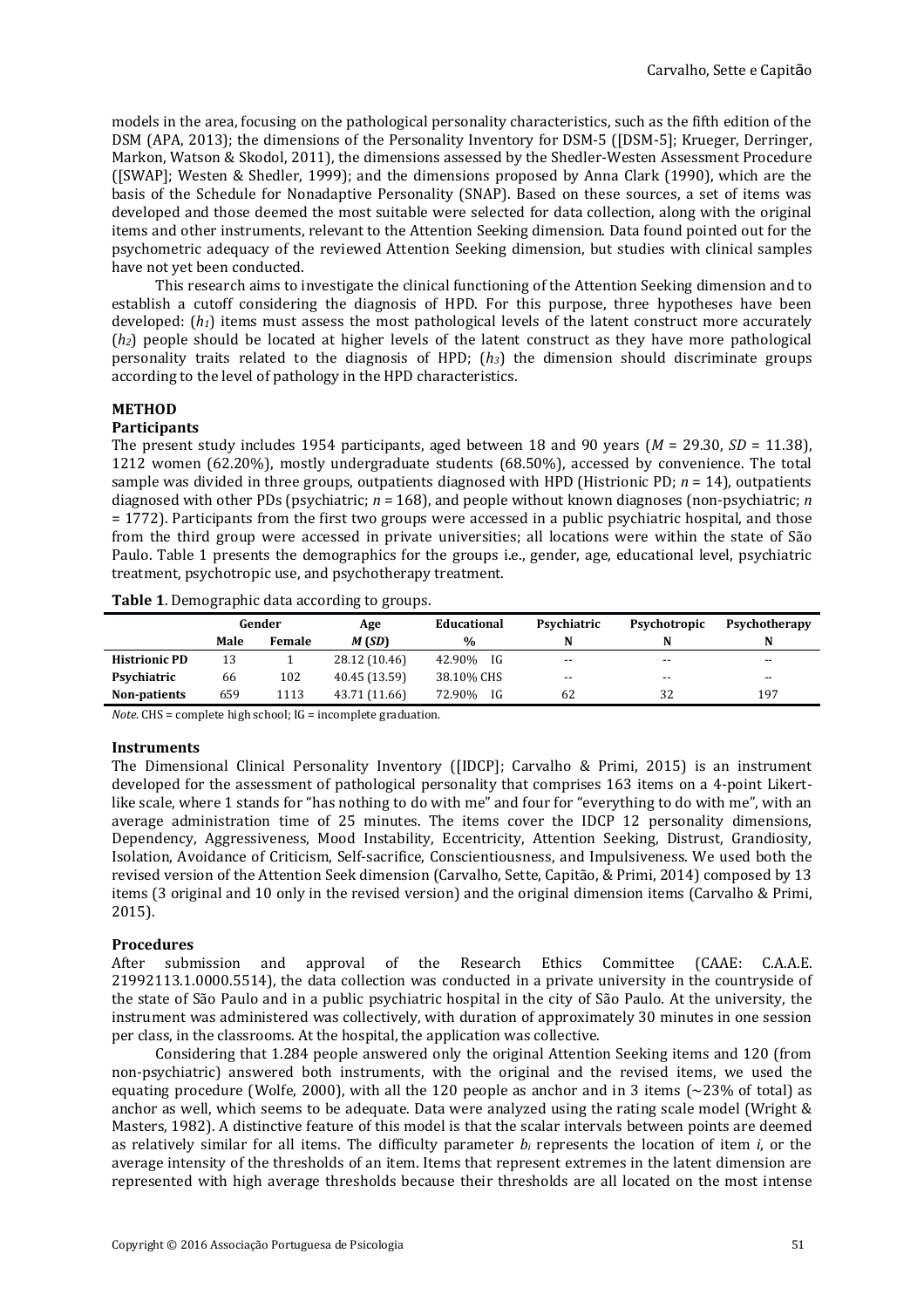models in the area, focusing on the pathological personality characteristics, such as the fifth edition of the DSM (APA, 2013); the dimensions of the Personality Inventory for DSM-5 ([DSM-5]; Krueger, Derringer, Markon, Watson & Skodol, 2011), the dimensions assessed by the Shedler-Westen Assessment Procedure ([SWAP]; Westen & Shedler, 1999); and the dimensions proposed by Anna Clark (1990), which are the basis of the Schedule for Nonadaptive Personality (SNAP). Based on these sources, a set of items was developed and those deemed the most suitable were selected for data collection, along with the original items and other instruments, relevant to the Attention Seeking dimension. Data found pointed out for the psychometric adequacy of the reviewed Attention Seeking dimension, but studies with clinical samples have not yet been conducted.

This research aims to investigate the clinical functioning of the Attention Seeking dimension and to establish a cutoff considering the diagnosis of HPD. For this purpose, three hypotheses have been developed: ($h_1$) items must assess the most pathological levels of the latent construct more accurately ($h_2$) people should be located at higher levels of the latent construct as they have more pathological personality traits related to the diagnosis of HPD; ($h_3$) the dimension should discriminate groups according to the level of pathology in the HPD characteristics.

## METHOD

### Participants

The present study includes 1954 participants, aged between 18 and 90 years ($M$ = 29.30, $SD$ = 11.38), 1212 women (62.20%), mostly undergraduate students (68.50%), accessed by convenience. The total sample was divided in three groups, outpatients diagnosed with HPD (Histrionic PD; $n$ = 14), outpatients diagnosed with other PDs (psychiatric; $n$ = 168), and people without known diagnoses (non-psychiatric; $n$ = 1772). Participants from the first two groups were accessed in a public psychiatric hospital, and those from the third group were accessed in private universities; all locations were within the state of São Paulo. Table 1 presents the demographics for the groups i.e., gender, age, educational level, psychiatric treatment, psychotropic use, and psychotherapy treatment.

**Table 1**. Demographic data according to groups.

| | Gender | | Age | Educational | Psychiatric | Psychotropic | Psychotherapy |
|---|---|---|---|---|---|---|---|
| | Male | Female | *M* (*SD*) | % | N | N | N |
| **Histrionic PD** | 13 | 1 | 28.12 (10.46) | 42.90% IG | -- | -- | -- |
| **Psychiatric** | 66 | 102 | 40.45 (13.59) | 38.10% CHS | -- | -- | -- |
| **Non-patients** | 659 | 1113 | 43.71 (11.66) | 72.90% IG | 62 | 32 | 197 |

*Note*. CHS = complete high school; IG = incomplete graduation.

### Instruments

The Dimensional Clinical Personality Inventory ([IDCP]; Carvalho & Primi, 2015) is an instrument developed for the assessment of pathological personality that comprises 163 items on a 4-point Likert-like scale, where 1 stands for "has nothing to do with me" and four for "everything to do with me", with an average administration time of 25 minutes. The items cover the IDCP 12 personality dimensions, Dependency, Aggressiveness, Mood Instability, Eccentricity, Attention Seeking, Distrust, Grandiosity, Isolation, Avoidance of Criticism, Self-sacrifice, Conscientiousness, and Impulsiveness. We used both the revised version of the Attention Seek dimension (Carvalho, Sette, Capitão, & Primi, 2014) composed by 13 items (3 original and 10 only in the revised version) and the original dimension items (Carvalho & Primi, 2015).

### Procedures

After submission and approval of the Research Ethics Committee (CAAE: C.A.A.E. 21992113.1.0000.5514), the data collection was conducted in a private university in the countryside of the state of São Paulo and in a public psychiatric hospital in the city of São Paulo. At the university, the instrument was administered was collectively, with duration of approximately 30 minutes in one session per class, in the classrooms. At the hospital, the application was collective.

Considering that 1.284 people answered only the original Attention Seeking items and 120 (from non-psychiatric) answered both instruments, with the original and the revised items, we used the equating procedure (Wolfe, 2000), with all the 120 people as anchor and in 3 items (~23% of total) as anchor as well, which seems to be adequate. Data were analyzed using the rating scale model (Wright & Masters, 1982). A distinctive feature of this model is that the scalar intervals between points are deemed as relatively similar for all items. The difficulty parameter $b_i$ represents the location of item $i$, or the average intensity of the thresholds of an item. Items that represent extremes in the latent dimension are represented with high average thresholds because their thresholds are all located on the most intense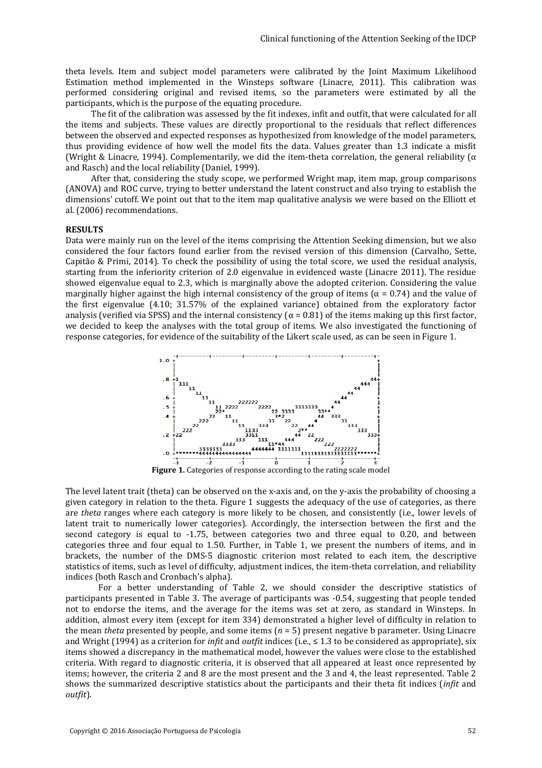theta levels. Item and subject model parameters were calibrated by the Joint Maximum Likelihood Estimation method implemented in the Winsteps software (Linacre, 2011). This calibration was performed considering original and revised items, so the parameters were estimated by all the participants, which is the purpose of the equating procedure.

The fit of the calibration was assessed by the fit indexes, infit and outfit, that were calculated for all the items and subjects. These values are directly proportional to the residuals that reflect differences between the observed and expected responses as hypothesized from knowledge of the model parameters, thus providing evidence of how well the model fits the data. Values greater than 1.3 indicate a misfit (Wright & Linacre, 1994). Complementarily, we did the item-theta correlation, the general reliability ($\alpha$ and Rasch) and the local reliability (Daniel, 1999).

After that, considering the study scope, we performed Wright map, item map, group comparisons (ANOVA) and ROC curve, trying to better understand the latent construct and also trying to establish the dimensions' cutoff. We point out that to the item map qualitative analysis we were based on the Elliott et al. (2006) recommendations.

## RESULTS

Data were mainly run on the level of the items comprising the Attention Seeking dimension, but we also considered the four factors found earlier from the revised version of this dimension (Carvalho, Sette, Capitão & Primi, 2014). To check the possibility of using the total score, we used the residual analysis, starting from the inferiority criterion of 2.0 eigenvalue in evidenced waste (Linacre 2011). The residue showed eigenvalue equal to 2.3, which is marginally above the adopted criterion. Considering the value marginally higher against the high internal consistency of the group of items ($\alpha$ = 0.74) and the value of the first eigenvalue (4.10; 31.57% of the explained variance) obtained from the exploratory factor analysis (verified via SPSS) and the internal consistency ($\alpha$ = 0.81) of the items making up this first factor, we decided to keep the analyses with the total group of items. We also investigated the functioning of response categories, for evidence of the suitability of the Likert scale used, as can be seen in Figure 1.

**Figure 1.** Categories of response according to the rating scale model

The level latent trait (theta) can be observed on the x-axis and, on the y-axis the probability of choosing a given category in relation to the theta. Figure 1 suggests the adequacy of the use of categories, as there are *theta* ranges where each category is more likely to be chosen, and consistently (i.e., lower levels of latent trait to numerically lower categories). Accordingly, the intersection between the first and the second category is equal to -1.75, between categories two and three equal to 0.20, and between categories three and four equal to 1.50. Further, in Table 1, we present the numbers of items, and in brackets, the number of the DMS-5 diagnostic criterion most related to each item, the descriptive statistics of items, such as level of difficulty, adjustment indices, the item-theta correlation, and reliability indices (both Rasch and Cronbach's alpha).

For a better understanding of Table 2, we should consider the descriptive statistics of participants presented in Table 3. The average of participants was -0.54, suggesting that people tended not to endorse the items, and the average for the items was set at zero, as standard in Winsteps. In addition, almost every item (except for item 334) demonstrated a higher level of difficulty in relation to the mean *theta* presented by people, and some items (*n* = 5) present negative b parameter. Using Linacre and Wright (1994) as a criterion for *infit* and *outfit* indices (i.e., ≤ 1.3 to be considered as appropriate), six items showed a discrepancy in the mathematical model, however the values were close to the established criteria. With regard to diagnostic criteria, it is observed that all appeared at least once represented by items; however, the criteria 2 and 8 are the most present and the 3 and 4, the least represented. Table 2 shows the summarized descriptive statistics about the participants and their theta fit indices (*infit* and *outfit*).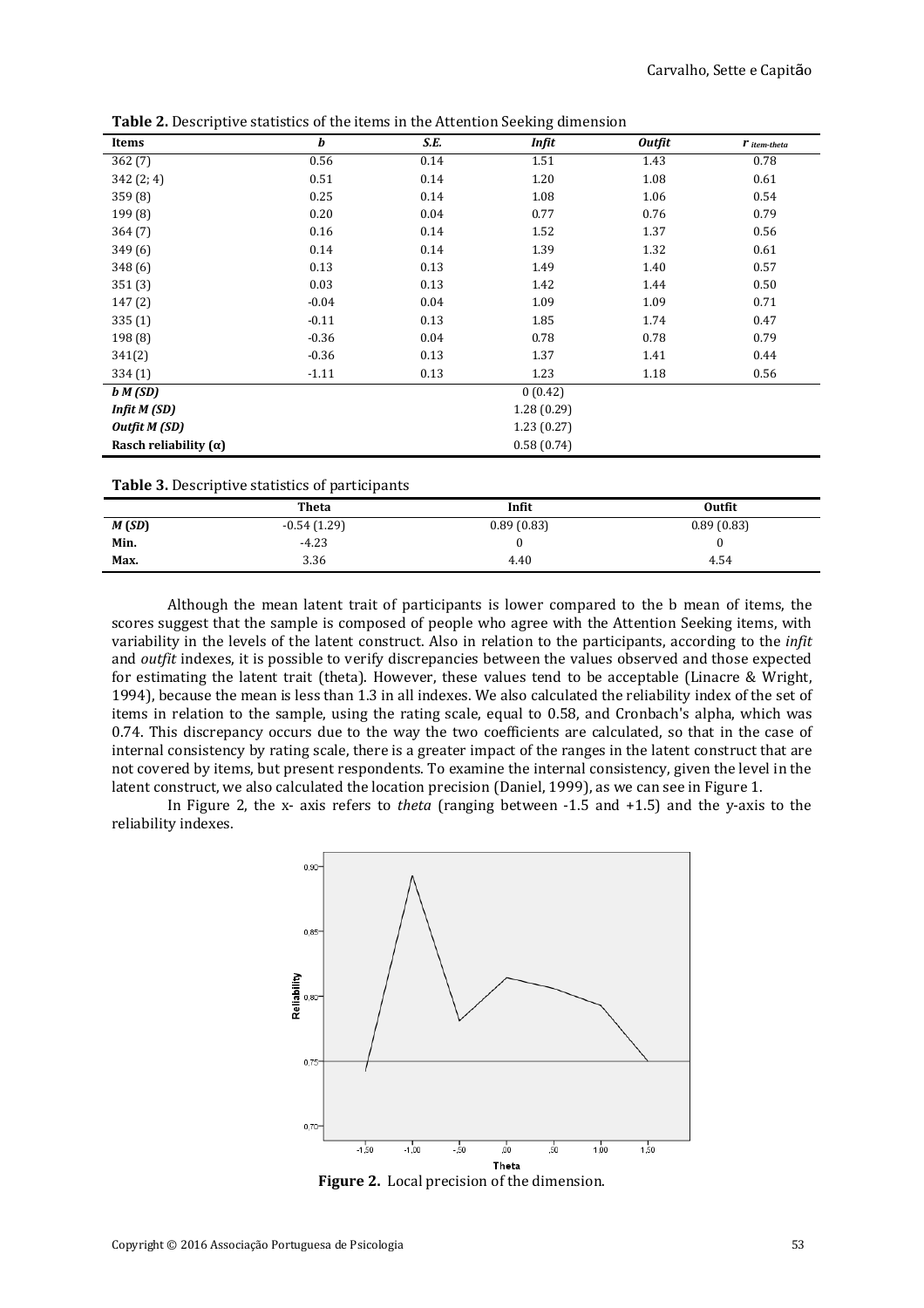**Table 2.** Descriptive statistics of the items in the Attention Seeking dimension

| Items | *b* | *S.E.* | *Infit* | *Outfit* | $r_{item\text{-}theta}$ |
|---|---|---|---|---|---|
| 362 (7) | 0.56 | 0.14 | 1.51 | 1.43 | 0.78 |
| 342 (2; 4) | 0.51 | 0.14 | 1.20 | 1.08 | 0.61 |
| 359 (8) | 0.25 | 0.14 | 1.08 | 1.06 | 0.54 |
| 199 (8) | 0.20 | 0.04 | 0.77 | 0.76 | 0.79 |
| 364 (7) | 0.16 | 0.14 | 1.52 | 1.37 | 0.56 |
| 349 (6) | 0.14 | 0.14 | 1.39 | 1.32 | 0.61 |
| 348 (6) | 0.13 | 0.13 | 1.49 | 1.40 | 0.57 |
| 351 (3) | 0.03 | 0.13 | 1.42 | 1.44 | 0.50 |
| 147 (2) | -0.04 | 0.04 | 1.09 | 1.09 | 0.71 |
| 335 (1) | -0.11 | 0.13 | 1.85 | 1.74 | 0.47 |
| 198 (8) | -0.36 | 0.04 | 0.78 | 0.78 | 0.79 |
| 341(2) | -0.36 | 0.13 | 1.37 | 1.41 | 0.44 |
| 334 (1) | -1.11 | 0.13 | 1.23 | 1.18 | 0.56 |
| ***b M (SD)*** | | | 0 (0.42) | | |
| ***Infit M (SD)*** | | | 1.28 (0.29) | | |
| ***Outfit M (SD)*** | | | 1.23 (0.27) | | |
| **Rasch reliability (α)** | | | 0.58 (0.74) | | |

**Table 3.** Descriptive statistics of participants

| | Theta | Infit | Outfit |
|---|---|---|---|
| ***M* (*SD*)** | -0.54 (1.29) | 0.89 (0.83) | 0.89 (0.83) |
| **Min.** | -4.23 | 0 | 0 |
| **Max.** | 3.36 | 4.40 | 4.54 |

Although the mean latent trait of participants is lower compared to the b mean of items, the scores suggest that the sample is composed of people who agree with the Attention Seeking items, with variability in the levels of the latent construct. Also in relation to the participants, according to the *infit* and *outfit* indexes, it is possible to verify discrepancies between the values observed and those expected for estimating the latent trait (theta). However, these values tend to be acceptable (Linacre & Wright, 1994), because the mean is less than 1.3 in all indexes. We also calculated the reliability index of the set of items in relation to the sample, using the rating scale, equal to 0.58, and Cronbach's alpha, which was 0.74. This discrepancy occurs due to the way the two coefficients are calculated, so that in the case of internal consistency by rating scale, there is a greater impact of the ranges in the latent construct that are not covered by items, but present respondents. To examine the internal consistency, given the level in the latent construct, we also calculated the location precision (Daniel, 1999), as we can see in Figure 1.

In Figure 2, the x- axis refers to *theta* (ranging between -1.5 and +1.5) and the y-axis to the reliability indexes.

**Figure 2.** Local precision of the dimension.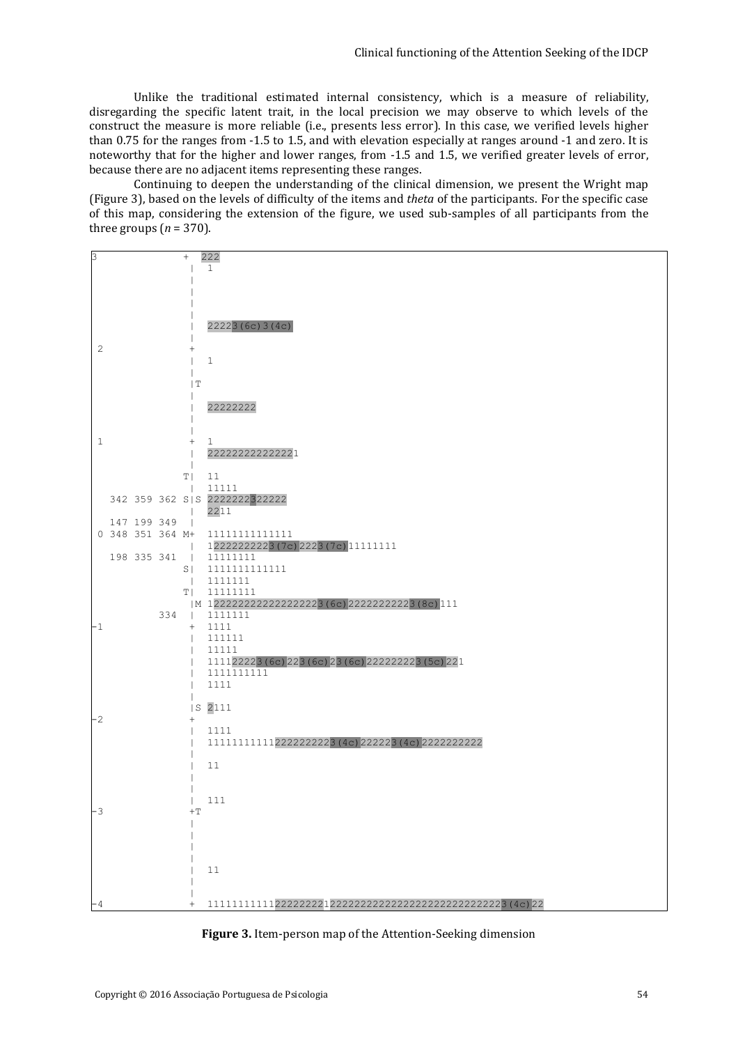Unlike the traditional estimated internal consistency, which is a measure of reliability, disregarding the specific latent trait, in the local precision we may observe to which levels of the construct the measure is more reliable (i.e., presents less error). In this case, we verified levels higher than 0.75 for the ranges from -1.5 to 1.5, and with elevation especially at ranges around -1 and zero. It is noteworthy that for the higher and lower ranges, from -1.5 and 1.5, we verified greater levels of error, because there are no adjacent items representing these ranges.

Continuing to deepen the understanding of the clinical dimension, we present the Wright map (Figure 3), based on the levels of difficulty of the items and *theta* of the participants. For the specific case of this map, considering the extension of the figure, we used sub-samples of all participants from the three groups ($n$ = 370).

```
3              +   222
               |   1
               |
               |
               |
               |
               |   22223(6c)3(4c)
               |
 2             +
               |   1
               |
               |T
               |
               |   22222222
               |
               |
 1             +   1
               |   222222222222221
               |
              T|   11
               |   11111
  342 359 362 S|S  2222222322222
               |   2211
  147 199 349  |
0 348 351 364 M+   11111111111111
               |   12222222223(7c)2223(7c)11111111
  198 335 341  |   11111111
              S|   111111111111
               |   1111111
              T|   11111111
               |M  122222222222222223(6c)22222222223(8c)111
          334  |   1111111
-1             +   1111
               |   111111
               |   11111
               |   111122223(6c)223(6c)23(6c)222222223(5c)221
               |   1111111111
               |   1111
               |
               |S  2111
-2             +
               |   1111
               |   111111111112222222223(4c)222223(4c)2222222222
               |
               |   11
               |
               |
               |   111
-3             +T
               |
               |
               |
               |
               |   11
               |
               |
-4             +   11111111111222222221222222222222222222222222222223(4c)22
```

**Figure 3.** Item-person map of the Attention-Seeking dimension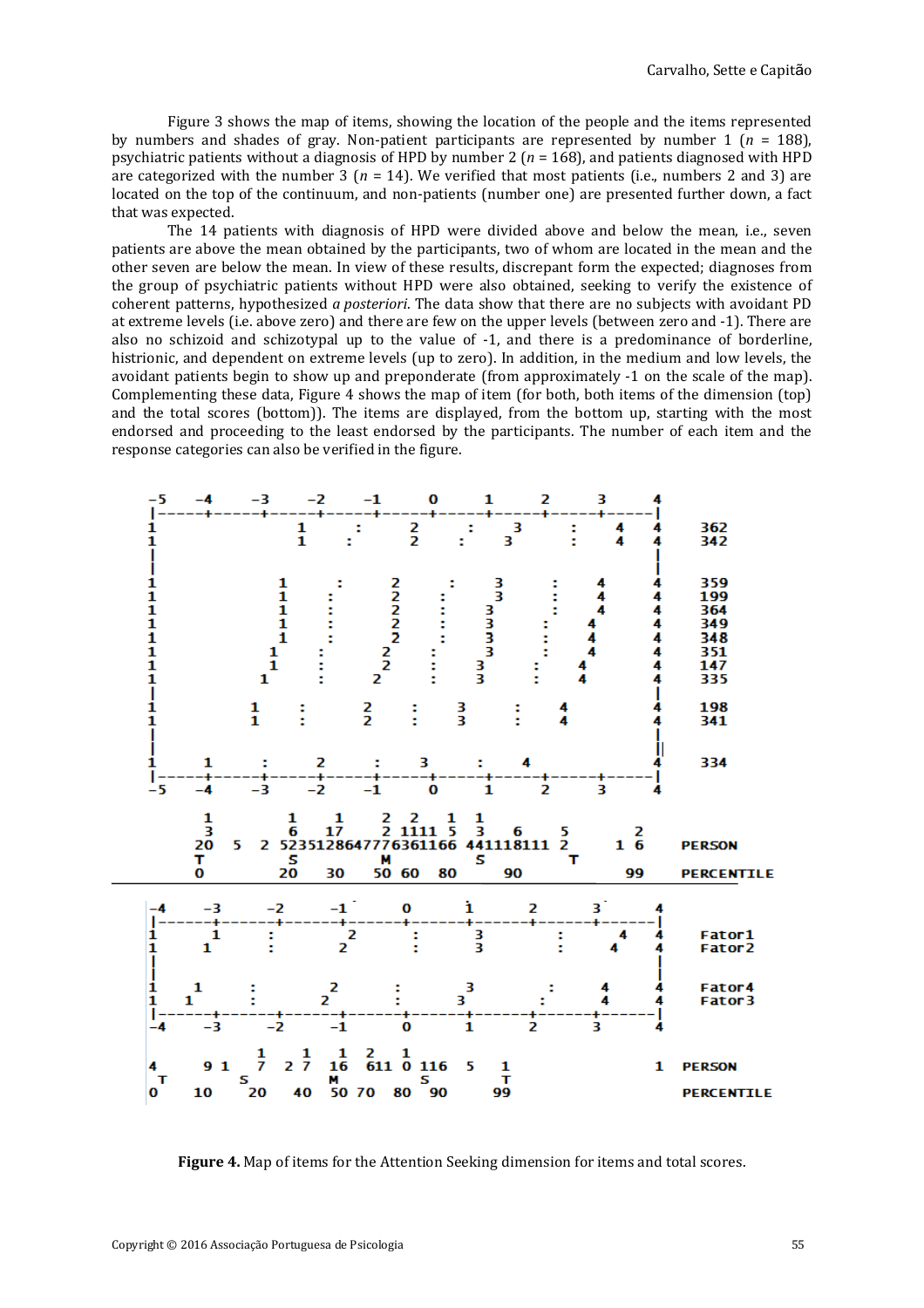Figure 3 shows the map of items, showing the location of the people and the items represented by numbers and shades of gray. Non-patient participants are represented by number 1 ($n$ = 188), psychiatric patients without a diagnosis of HPD by number 2 ($n$ = 168), and patients diagnosed with HPD are categorized with the number 3 ($n$ = 14). We verified that most patients (i.e., numbers 2 and 3) are located on the top of the continuum, and non-patients (number one) are presented further down, a fact that was expected.

The 14 patients with diagnosis of HPD were divided above and below the mean, i.e., seven patients are above the mean obtained by the participants, two of whom are located in the mean and the other seven are below the mean. In view of these results, discrepant form the expected; diagnoses from the group of psychiatric patients without HPD were also obtained, seeking to verify the existence of coherent patterns, hypothesized *a posteriori*. The data show that there are no subjects with avoidant PD at extreme levels (i.e. above zero) and there are few on the upper levels (between zero and -1). There are also no schizoid and schizotypal up to the value of -1, and there is a predominance of borderline, histrionic, and dependent on extreme levels (up to zero). In addition, in the medium and low levels, the avoidant patients begin to show up and preponderate (from approximately -1 on the scale of the map). Complementing these data, Figure 4 shows the map of item (for both, both items of the dimension (top) and the total scores (bottom)). The items are displayed, from the bottom up, starting with the most endorsed and proceeding to the least endorsed by the participants. The number of each item and the response categories can also be verified in the figure.

```
-5    -4    -3    -2    -1     0     1     2     3     4
|-----+-----+-----+-----+-----+-----+-----+-----+-----|
1                 1     :     2     :     3     :    4  4     362
1                 1    :     2     :    3      :    4  4     342
|                                                      |
|                                                      |
1               1    :      2     :     3     :     4  4     359
1               1   :       2    :      3     :     4  4     199
1               1   :       2    :     3      :     4  4     364
1               1   :       2    :     3     :     4   4     349
1               1   :       2    :     3     :     4   4     348
1              1   :       2    :      3     :     4   4     351
1              1   :       2    :     3     :    4     4     147
1             1    :      2     :     3     :    4     4     335
|                                                      |
1            1    :      2     :     3     :    4      4     198
1            1    :      2     :     3     :    4      4     341
|                                                      |
|                                                      ||
1     1     :     2     :     3     :     4            4     334
|-----+-----+-----+-----+-----+-----+-----+-----+-----|
-5    -4    -3    -2    -1     0     1     2     3     4

      1           1      1      2  2     1  1
      3           6     17      2 1111  5  3    6    5         2
      20    5   2 523512864777636116 6 441118111  2       1  6    PERSON
      T           S               M           S           T
      0           20     30     50  60    80     90          99   PERCENTILE
```

```
-4    -3    -2    -1     0     1     2     3     4
|-----+-----+-----+-----+-----+-----+-----+-----|
1      1     :      2     :     3     :    4   4     Fator1
1     1      :     2      :     3     :   4    4     Fator2
|                                               |
|                                               |
1     1     :      2     :     3     :    4     4     Fator4
1   1       :     2     :     3     :     4     4     Fator3
|-----+-----+-----+-----+-----+-----+-----+-----|
-4    -3    -2    -1     0     1     2     3     4

            1     1     1   2   1
4     9 1   7   2 7    16  611 0 116    5    1            1   PERSON
T         S            M         S          T
0     10    20    40   50 70  80  90       99                 PERCENTILE
```

**Figure 4.** Map of items for the Attention Seeking dimension for items and total scores.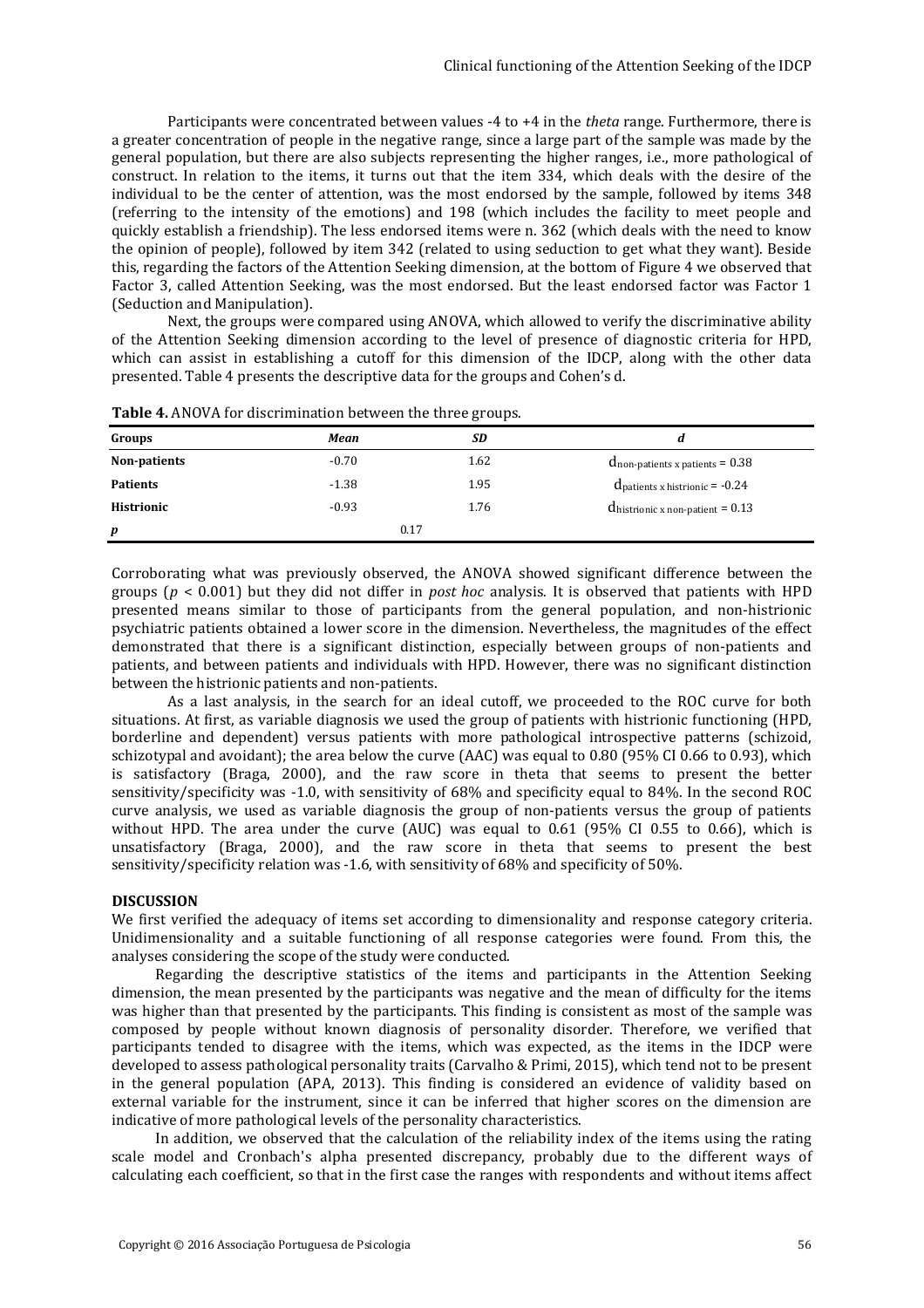Participants were concentrated between values -4 to +4 in the *theta* range. Furthermore, there is a greater concentration of people in the negative range, since a large part of the sample was made by the general population, but there are also subjects representing the higher ranges, i.e., more pathological of construct. In relation to the items, it turns out that the item 334, which deals with the desire of the individual to be the center of attention, was the most endorsed by the sample, followed by items 348 (referring to the intensity of the emotions) and 198 (which includes the facility to meet people and quickly establish a friendship). The less endorsed items were n. 362 (which deals with the need to know the opinion of people), followed by item 342 (related to using seduction to get what they want). Beside this, regarding the factors of the Attention Seeking dimension, at the bottom of Figure 4 we observed that Factor 3, called Attention Seeking, was the most endorsed. But the least endorsed factor was Factor 1 (Seduction and Manipulation).

Next, the groups were compared using ANOVA, which allowed to verify the discriminative ability of the Attention Seeking dimension according to the level of presence of diagnostic criteria for HPD, which can assist in establishing a cutoff for this dimension of the IDCP, along with the other data presented. Table 4 presents the descriptive data for the groups and Cohen's d.

**Table 4.** ANOVA for discrimination between the three groups.

| Groups | *Mean* | *SD* | *d* |
|---|---|---|---|
| **Non-patients** | -0.70 | 1.62 | $d_{\text{non-patients x patients}} = 0.38$ |
| **Patients** | -1.38 | 1.95 | $d_{\text{patients x histrionic}} = -0.24$ |
| **Histrionic** | -0.93 | 1.76 | $d_{\text{histrionic x non-patient}} = 0.13$ |
| ***p*** | 0.17 | | |

Corroborating what was previously observed, the ANOVA showed significant difference between the groups ($p < 0.001$) but they did not differ in *post hoc* analysis. It is observed that patients with HPD presented means similar to those of participants from the general population, and non-histrionic psychiatric patients obtained a lower score in the dimension. Nevertheless, the magnitudes of the effect demonstrated that there is a significant distinction, especially between groups of non-patients and patients, and between patients and individuals with HPD. However, there was no significant distinction between the histrionic patients and non-patients.

As a last analysis, in the search for an ideal cutoff, we proceeded to the ROC curve for both situations. At first, as variable diagnosis we used the group of patients with histrionic functioning (HPD, borderline and dependent) versus patients with more pathological introspective patterns (schizoid, schizotypal and avoidant); the area below the curve (AAC) was equal to 0.80 (95% CI 0.66 to 0.93), which is satisfactory (Braga, 2000), and the raw score in theta that seems to present the better sensitivity/specificity was -1.0, with sensitivity of 68% and specificity equal to 84%. In the second ROC curve analysis, we used as variable diagnosis the group of non-patients versus the group of patients without HPD. The area under the curve (AUC) was equal to 0.61 (95% CI 0.55 to 0.66), which is unsatisfactory (Braga, 2000), and the raw score in theta that seems to present the best sensitivity/specificity relation was -1.6, with sensitivity of 68% and specificity of 50%.

## DISCUSSION

We first verified the adequacy of items set according to dimensionality and response category criteria. Unidimensionality and a suitable functioning of all response categories were found. From this, the analyses considering the scope of the study were conducted.

Regarding the descriptive statistics of the items and participants in the Attention Seeking dimension, the mean presented by the participants was negative and the mean of difficulty for the items was higher than that presented by the participants. This finding is consistent as most of the sample was composed by people without known diagnosis of personality disorder. Therefore, we verified that participants tended to disagree with the items, which was expected, as the items in the IDCP were developed to assess pathological personality traits (Carvalho & Primi, 2015), which tend not to be present in the general population (APA, 2013). This finding is considered an evidence of validity based on external variable for the instrument, since it can be inferred that higher scores on the dimension are indicative of more pathological levels of the personality characteristics.

In addition, we observed that the calculation of the reliability index of the items using the rating scale model and Cronbach's alpha presented discrepancy, probably due to the different ways of calculating each coefficient, so that in the first case the ranges with respondents and without items affect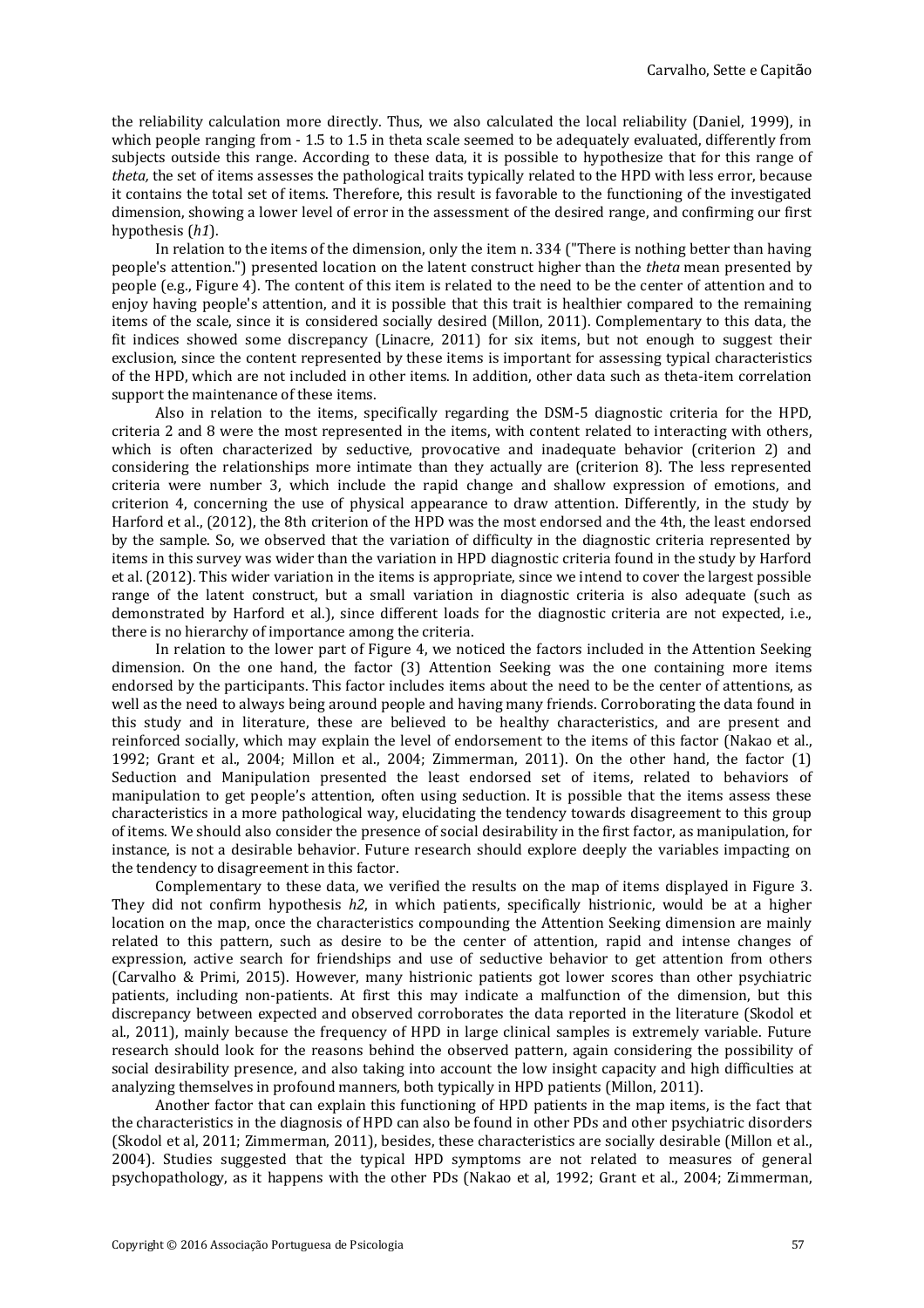the reliability calculation more directly. Thus, we also calculated the local reliability (Daniel, 1999), in which people ranging from - 1.5 to 1.5 in theta scale seemed to be adequately evaluated, differently from subjects outside this range. According to these data, it is possible to hypothesize that for this range of *theta*, the set of items assesses the pathological traits typically related to the HPD with less error, because it contains the total set of items. Therefore, this result is favorable to the functioning of the investigated dimension, showing a lower level of error in the assessment of the desired range, and confirming our first hypothesis (*h1*).

In relation to the items of the dimension, only the item n. 334 ("There is nothing better than having people's attention.") presented location on the latent construct higher than the *theta* mean presented by people (e.g., Figure 4). The content of this item is related to the need to be the center of attention and to enjoy having people's attention, and it is possible that this trait is healthier compared to the remaining items of the scale, since it is considered socially desired (Millon, 2011). Complementary to this data, the fit indices showed some discrepancy (Linacre, 2011) for six items, but not enough to suggest their exclusion, since the content represented by these items is important for assessing typical characteristics of the HPD, which are not included in other items. In addition, other data such as theta-item correlation support the maintenance of these items.

Also in relation to the items, specifically regarding the DSM-5 diagnostic criteria for the HPD, criteria 2 and 8 were the most represented in the items, with content related to interacting with others, which is often characterized by seductive, provocative and inadequate behavior (criterion 2) and considering the relationships more intimate than they actually are (criterion 8). The less represented criteria were number 3, which include the rapid change and shallow expression of emotions, and criterion 4, concerning the use of physical appearance to draw attention. Differently, in the study by Harford et al., (2012), the 8th criterion of the HPD was the most endorsed and the 4th, the least endorsed by the sample. So, we observed that the variation of difficulty in the diagnostic criteria represented by items in this survey was wider than the variation in HPD diagnostic criteria found in the study by Harford et al. (2012). This wider variation in the items is appropriate, since we intend to cover the largest possible range of the latent construct, but a small variation in diagnostic criteria is also adequate (such as demonstrated by Harford et al.), since different loads for the diagnostic criteria are not expected, i.e., there is no hierarchy of importance among the criteria.

In relation to the lower part of Figure 4, we noticed the factors included in the Attention Seeking dimension. On the one hand, the factor (3) Attention Seeking was the one containing more items endorsed by the participants. This factor includes items about the need to be the center of attentions, as well as the need to always being around people and having many friends. Corroborating the data found in this study and in literature, these are believed to be healthy characteristics, and are present and reinforced socially, which may explain the level of endorsement to the items of this factor (Nakao et al., 1992; Grant et al., 2004; Millon et al., 2004; Zimmerman, 2011). On the other hand, the factor (1) Seduction and Manipulation presented the least endorsed set of items, related to behaviors of manipulation to get people's attention, often using seduction. It is possible that the items assess these characteristics in a more pathological way, elucidating the tendency towards disagreement to this group of items. We should also consider the presence of social desirability in the first factor, as manipulation, for instance, is not a desirable behavior. Future research should explore deeply the variables impacting on the tendency to disagreement in this factor.

Complementary to these data, we verified the results on the map of items displayed in Figure 3. They did not confirm hypothesis *h2*, in which patients, specifically histrionic, would be at a higher location on the map, once the characteristics compounding the Attention Seeking dimension are mainly related to this pattern, such as desire to be the center of attention, rapid and intense changes of expression, active search for friendships and use of seductive behavior to get attention from others (Carvalho & Primi, 2015). However, many histrionic patients got lower scores than other psychiatric patients, including non-patients. At first this may indicate a malfunction of the dimension, but this discrepancy between expected and observed corroborates the data reported in the literature (Skodol et al., 2011), mainly because the frequency of HPD in large clinical samples is extremely variable. Future research should look for the reasons behind the observed pattern, again considering the possibility of social desirability presence, and also taking into account the low insight capacity and high difficulties at analyzing themselves in profound manners, both typically in HPD patients (Millon, 2011).

Another factor that can explain this functioning of HPD patients in the map items, is the fact that the characteristics in the diagnosis of HPD can also be found in other PDs and other psychiatric disorders (Skodol et al, 2011; Zimmerman, 2011), besides, these characteristics are socially desirable (Millon et al., 2004). Studies suggested that the typical HPD symptoms are not related to measures of general psychopathology, as it happens with the other PDs (Nakao et al, 1992; Grant et al., 2004; Zimmerman,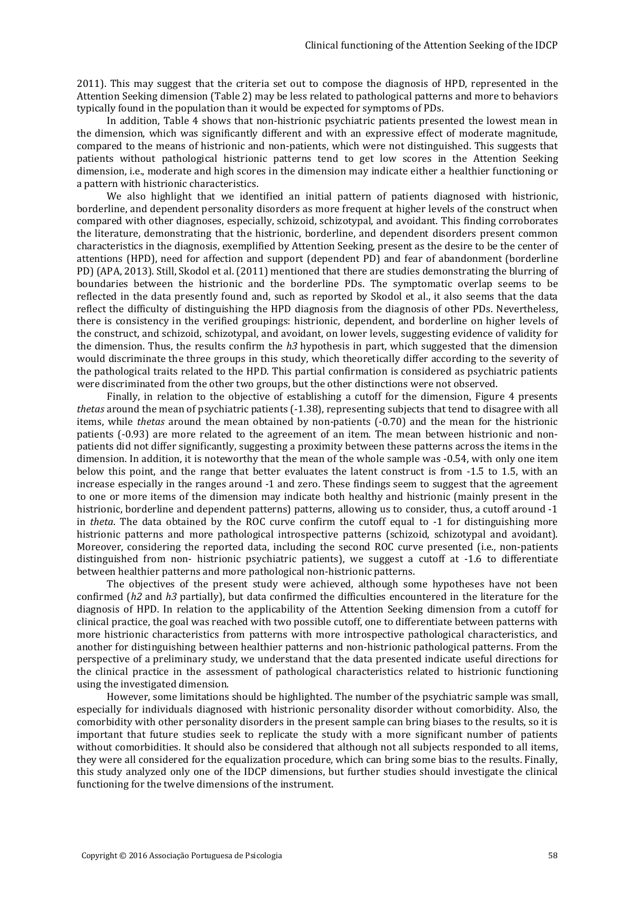2011). This may suggest that the criteria set out to compose the diagnosis of HPD, represented in the Attention Seeking dimension (Table 2) may be less related to pathological patterns and more to behaviors typically found in the population than it would be expected for symptoms of PDs.

In addition, Table 4 shows that non-histrionic psychiatric patients presented the lowest mean in the dimension, which was significantly different and with an expressive effect of moderate magnitude, compared to the means of histrionic and non-patients, which were not distinguished. This suggests that patients without pathological histrionic patterns tend to get low scores in the Attention Seeking dimension, i.e., moderate and high scores in the dimension may indicate either a healthier functioning or a pattern with histrionic characteristics.

We also highlight that we identified an initial pattern of patients diagnosed with histrionic, borderline, and dependent personality disorders as more frequent at higher levels of the construct when compared with other diagnoses, especially, schizoid, schizotypal, and avoidant. This finding corroborates the literature, demonstrating that the histrionic, borderline, and dependent disorders present common characteristics in the diagnosis, exemplified by Attention Seeking, present as the desire to be the center of attentions (HPD), need for affection and support (dependent PD) and fear of abandonment (borderline PD) (APA, 2013). Still, Skodol et al. (2011) mentioned that there are studies demonstrating the blurring of boundaries between the histrionic and the borderline PDs. The symptomatic overlap seems to be reflected in the data presently found and, such as reported by Skodol et al., it also seems that the data reflect the difficulty of distinguishing the HPD diagnosis from the diagnosis of other PDs. Nevertheless, there is consistency in the verified groupings: histrionic, dependent, and borderline on higher levels of the construct, and schizoid, schizotypal, and avoidant, on lower levels, suggesting evidence of validity for the dimension. Thus, the results confirm the *h3* hypothesis in part, which suggested that the dimension would discriminate the three groups in this study, which theoretically differ according to the severity of the pathological traits related to the HPD. This partial confirmation is considered as psychiatric patients were discriminated from the other two groups, but the other distinctions were not observed.

Finally, in relation to the objective of establishing a cutoff for the dimension, Figure 4 presents *thetas* around the mean of psychiatric patients (-1.38), representing subjects that tend to disagree with all items, while *thetas* around the mean obtained by non-patients (-0.70) and the mean for the histrionic patients (-0.93) are more related to the agreement of an item. The mean between histrionic and non-patients did not differ significantly, suggesting a proximity between these patterns across the items in the dimension. In addition, it is noteworthy that the mean of the whole sample was -0.54, with only one item below this point, and the range that better evaluates the latent construct is from -1.5 to 1.5, with an increase especially in the ranges around -1 and zero. These findings seem to suggest that the agreement to one or more items of the dimension may indicate both healthy and histrionic (mainly present in the histrionic, borderline and dependent patterns) patterns, allowing us to consider, thus, a cutoff around -1 in *theta*. The data obtained by the ROC curve confirm the cutoff equal to -1 for distinguishing more histrionic patterns and more pathological introspective patterns (schizoid, schizotypal and avoidant). Moreover, considering the reported data, including the second ROC curve presented (i.e., non-patients distinguished from non- histrionic psychiatric patients), we suggest a cutoff at -1.6 to differentiate between healthier patterns and more pathological non-histrionic patterns.

The objectives of the present study were achieved, although some hypotheses have not been confirmed (*h2* and *h3* partially), but data confirmed the difficulties encountered in the literature for the diagnosis of HPD. In relation to the applicability of the Attention Seeking dimension from a cutoff for clinical practice, the goal was reached with two possible cutoff, one to differentiate between patterns with more histrionic characteristics from patterns with more introspective pathological characteristics, and another for distinguishing between healthier patterns and non-histrionic pathological patterns. From the perspective of a preliminary study, we understand that the data presented indicate useful directions for the clinical practice in the assessment of pathological characteristics related to histrionic functioning using the investigated dimension.

However, some limitations should be highlighted. The number of the psychiatric sample was small, especially for individuals diagnosed with histrionic personality disorder without comorbidity. Also, the comorbidity with other personality disorders in the present sample can bring biases to the results, so it is important that future studies seek to replicate the study with a more significant number of patients without comorbidities. It should also be considered that although not all subjects responded to all items, they were all considered for the equalization procedure, which can bring some bias to the results. Finally, this study analyzed only one of the IDCP dimensions, but further studies should investigate the clinical functioning for the twelve dimensions of the instrument.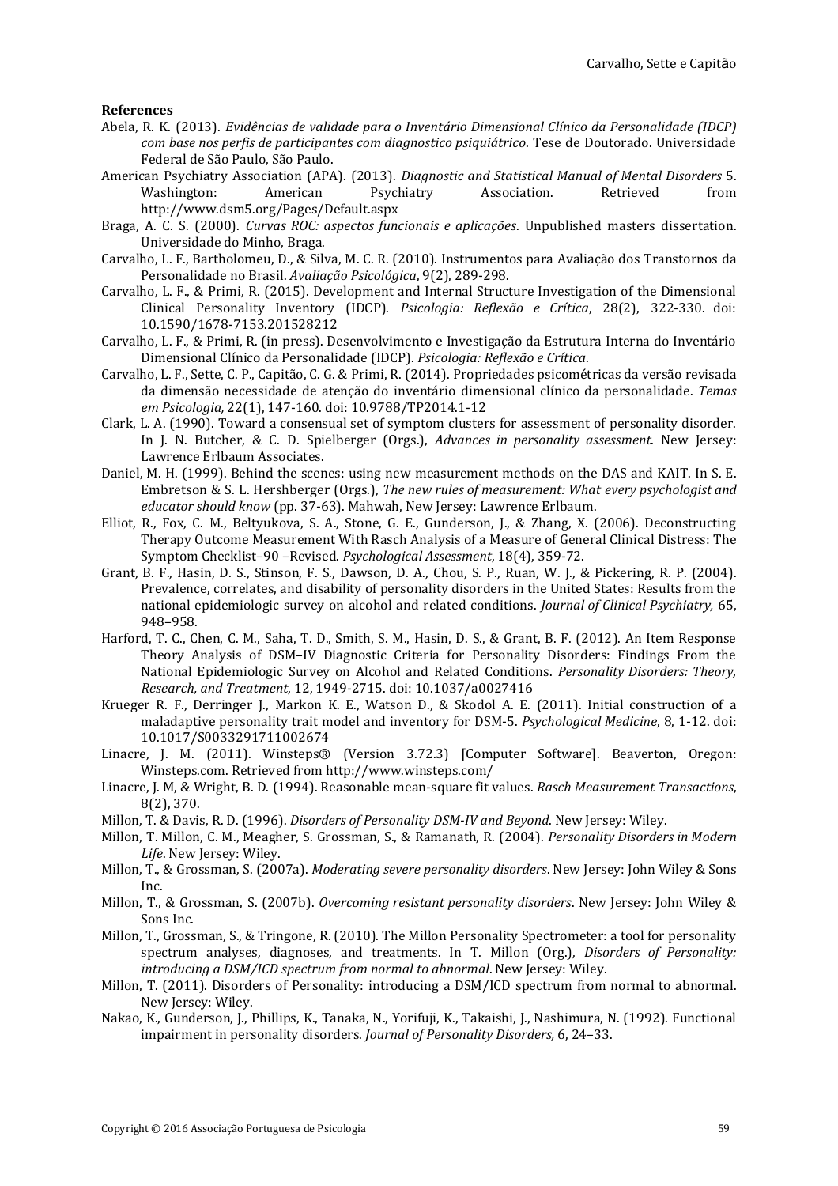**References**

Abela, R. K. (2013). *Evidências de validade para o Inventário Dimensional Clínico da Personalidade (IDCP) com base nos perfis de participantes com diagnostico psiquiátrico*. Tese de Doutorado. Universidade Federal de São Paulo, São Paulo.

American Psychiatry Association (APA). (2013). *Diagnostic and Statistical Manual of Mental Disorders* 5. Washington: American Psychiatry Association. Retrieved from http://www.dsm5.org/Pages/Default.aspx

Braga, A. C. S. (2000). *Curvas ROC: aspectos funcionais e aplicações*. Unpublished masters dissertation. Universidade do Minho, Braga.

Carvalho, L. F., Bartholomeu, D., & Silva, M. C. R. (2010). Instrumentos para Avaliação dos Transtornos da Personalidade no Brasil. *Avaliação Psicológica*, 9(2), 289-298.

Carvalho, L. F., & Primi, R. (2015). Development and Internal Structure Investigation of the Dimensional Clinical Personality Inventory (IDCP). *Psicologia: Reflexão e Crítica*, 28(2), 322-330. doi: 10.1590/1678-7153.201528212

Carvalho, L. F., & Primi, R. (in press). Desenvolvimento e Investigação da Estrutura Interna do Inventário Dimensional Clínico da Personalidade (IDCP). *Psicologia: Reflexão e Crítica*.

Carvalho, L. F., Sette, C. P., Capitão, C. G. & Primi, R. (2014). Propriedades psicométricas da versão revisada da dimensão necessidade de atenção do inventário dimensional clínico da personalidade. *Temas em Psicologia,* 22(1), 147-160. doi: 10.9788/TP2014.1-12

Clark, L. A. (1990). Toward a consensual set of symptom clusters for assessment of personality disorder. In J. N. Butcher, & C. D. Spielberger (Orgs.), *Advances in personality assessment*. New Jersey: Lawrence Erlbaum Associates.

Daniel, M. H. (1999). Behind the scenes: using new measurement methods on the DAS and KAIT. In S. E. Embretson & S. L. Hershberger (Orgs.), *The new rules of measurement: What every psychologist and educator should know* (pp. 37-63). Mahwah, New Jersey: Lawrence Erlbaum.

Elliot, R., Fox, C. M., Beltyukova, S. A., Stone, G. E., Gunderson, J., & Zhang, X. (2006). Deconstructing Therapy Outcome Measurement With Rasch Analysis of a Measure of General Clinical Distress: The Symptom Checklist–90 –Revised. *Psychological Assessment*, 18(4), 359-72.

Grant, B. F., Hasin, D. S., Stinson, F. S., Dawson, D. A., Chou, S. P., Ruan, W. J., & Pickering, R. P. (2004). Prevalence, correlates, and disability of personality disorders in the United States: Results from the national epidemiologic survey on alcohol and related conditions. *Journal of Clinical Psychiatry,* 65, 948–958.

Harford, T. C., Chen, C. M., Saha, T. D., Smith, S. M., Hasin, D. S., & Grant, B. F. (2012). An Item Response Theory Analysis of DSM–IV Diagnostic Criteria for Personality Disorders: Findings From the National Epidemiologic Survey on Alcohol and Related Conditions. *Personality Disorders: Theory, Research, and Treatment*, 12, 1949-2715. doi: 10.1037/a0027416

Krueger R. F., Derringer J., Markon K. E., Watson D., & Skodol A. E. (2011). Initial construction of a maladaptive personality trait model and inventory for DSM-5. *Psychological Medicine*, 8, 1-12. doi: 10.1017/S0033291711002674

Linacre, J. M. (2011). Winsteps® (Version 3.72.3) [Computer Software]. Beaverton, Oregon: Winsteps.com. Retrieved from http://www.winsteps.com/

Linacre, J. M, & Wright, B. D. (1994). Reasonable mean-square fit values. *Rasch Measurement Transactions*, 8(2), 370.

Millon, T. & Davis, R. D. (1996). *Disorders of Personality DSM-IV and Beyond*. New Jersey: Wiley.

Millon, T. Millon, C. M., Meagher, S. Grossman, S., & Ramanath, R. (2004). *Personality Disorders in Modern Life*. New Jersey: Wiley.

Millon, T., & Grossman, S. (2007a). *Moderating severe personality disorders*. New Jersey: John Wiley & Sons Inc.

Millon, T., & Grossman, S. (2007b). *Overcoming resistant personality disorders*. New Jersey: John Wiley & Sons Inc.

Millon, T., Grossman, S., & Tringone, R. (2010). The Millon Personality Spectrometer: a tool for personality spectrum analyses, diagnoses, and treatments. In T. Millon (Org.), *Disorders of Personality: introducing a DSM/ICD spectrum from normal to abnormal*. New Jersey: Wiley.

Millon, T. (2011). Disorders of Personality: introducing a DSM/ICD spectrum from normal to abnormal. New Jersey: Wiley.

Nakao, K., Gunderson, J., Phillips, K., Tanaka, N., Yorifuji, K., Takaishi, J., Nashimura, N. (1992). Functional impairment in personality disorders. *Journal of Personality Disorders,* 6, 24–33.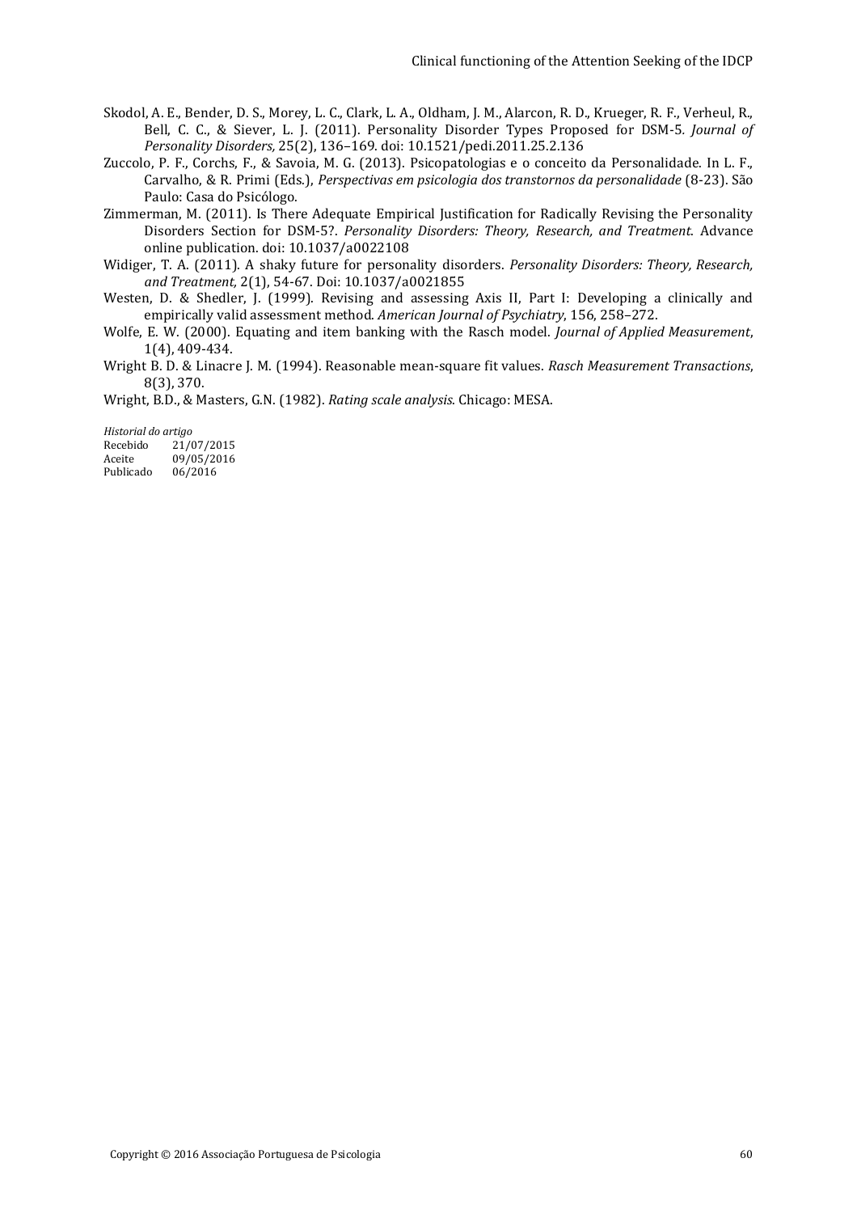Skodol, A. E., Bender, D. S., Morey, L. C., Clark, L. A., Oldham, J. M., Alarcon, R. D., Krueger, R. F., Verheul, R., Bell, C. C., & Siever, L. J. (2011). Personality Disorder Types Proposed for DSM-5. *Journal of Personality Disorders,* 25(2), 136–169. doi: 10.1521/pedi.2011.25.2.136

Zuccolo, P. F., Corchs, F., & Savoia, M. G. (2013). Psicopatologias e o conceito da Personalidade. In L. F., Carvalho, & R. Primi (Eds.), *Perspectivas em psicologia dos transtornos da personalidade* (8-23). São Paulo: Casa do Psicólogo.

Zimmerman, M. (2011). Is There Adequate Empirical Justification for Radically Revising the Personality Disorders Section for DSM-5?. *Personality Disorders: Theory, Research, and Treatment*. Advance online publication. doi: 10.1037/a0022108

Widiger, T. A. (2011). A shaky future for personality disorders. *Personality Disorders: Theory, Research, and Treatment,* 2(1), 54-67. Doi: 10.1037/a0021855

Westen, D. & Shedler, J. (1999). Revising and assessing Axis II, Part I: Developing a clinically and empirically valid assessment method. *American Journal of Psychiatry*, 156, 258–272.

Wolfe, E. W. (2000). Equating and item banking with the Rasch model. *Journal of Applied Measurement*, 1(4), 409-434.

Wright B. D. & Linacre J. M. (1994). Reasonable mean-square fit values. *Rasch Measurement Transactions*, 8(3), 370.

Wright, B.D., & Masters, G.N. (1982). *Rating scale analysis*. Chicago: MESA.

*Historial do artigo*
Recebido 21/07/2015
Aceite 09/05/2016
Publicado 06/2016